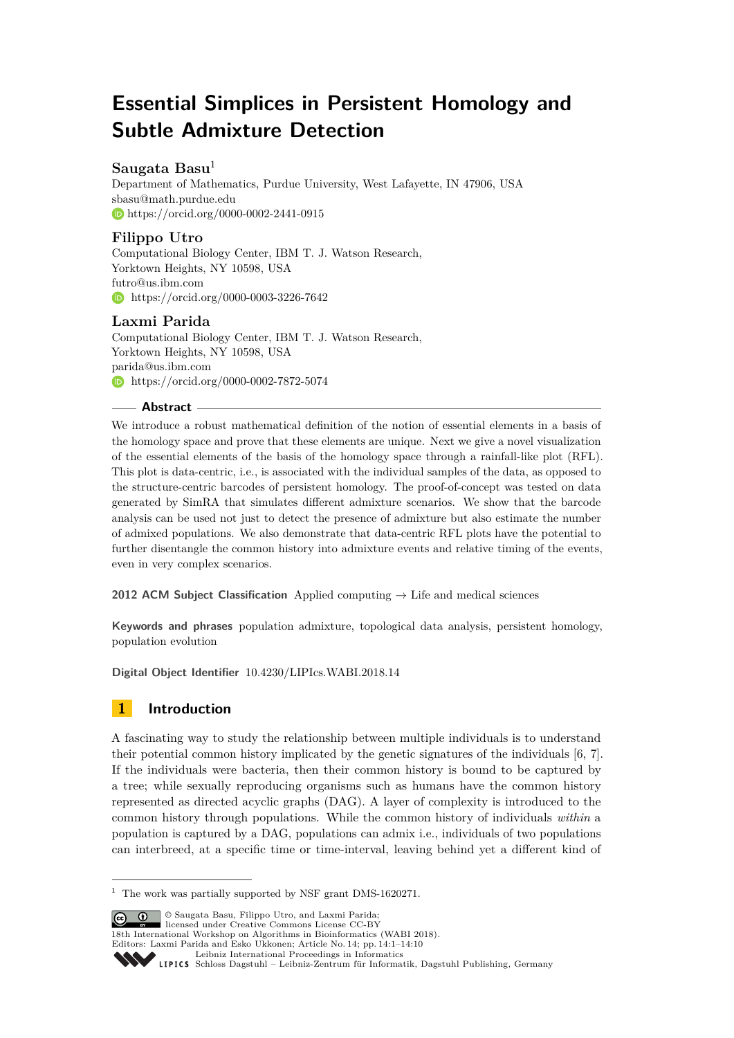# Essential Simplices in Persistent Homology and Subtle Admixture Detection

**Saugata Basu**[1]

Department of Mathematics, Purdue University, West Lafayette, IN 47906, USA
sbasu@math.purdue.edu
https://orcid.org/0000-0002-2441-0915

**Filippo Utro**

Computational Biology Center, IBM T. J. Watson Research,
Yorktown Heights, NY 10598, USA
futro@us.ibm.com
https://orcid.org/0000-0003-3226-7642

**Laxmi Parida**

Computational Biology Center, IBM T. J. Watson Research,
Yorktown Heights, NY 10598, USA
parida@us.ibm.com
https://orcid.org/0000-0002-7872-5074

## Abstract

We introduce a robust mathematical definition of the notion of essential elements in a basis of the homology space and prove that these elements are unique. Next we give a novel visualization of the essential elements of the basis of the homology space through a rainfall-like plot (RFL). This plot is data-centric, i.e., is associated with the individual samples of the data, as opposed to the structure-centric barcodes of persistent homology. The proof-of-concept was tested on data generated by SimRA that simulates different admixture scenarios. We show that the barcode analysis can be used not just to detect the presence of admixture but also estimate the number of admixed populations. We also demonstrate that data-centric RFL plots have the potential to further disentangle the common history into admixture events and relative timing of the events, even in very complex scenarios.

**2012 ACM Subject Classification** Applied computing → Life and medical sciences

**Keywords and phrases** population admixture, topological data analysis, persistent homology, population evolution

**Digital Object Identifier** 10.4230/LIPIcs.WABI.2018.14

## 1 Introduction

A fascinating way to study the relationship between multiple individuals is to understand their potential common history implicated by the genetic signatures of the individuals [6, 7]. If the individuals were bacteria, then their common history is bound to be captured by a tree; while sexually reproducing organisms such as humans have the common history represented as directed acyclic graphs (DAG). A layer of complexity is introduced to the common history through populations. While the common history of individuals *within* a population is captured by a DAG, populations can admix i.e., individuals of two populations can interbreed, at a specific time or time-interval, leaving behind yet a different kind of

[1] The work was partially supported by NSF grant DMS-1620271.

© Saugata Basu, Filippo Utro, and Laxmi Parida;
licensed under Creative Commons License CC-BY
18th International Workshop on Algorithms in Bioinformatics (WABI 2018).
Editors: Laxmi Parida and Esko Ukkonen; Article No. 14; pp. 14:1–14:10
Leibniz International Proceedings in Informatics
Schloss Dagstuhl – Leibniz-Zentrum für Informatik, Dagstuhl Publishing, Germany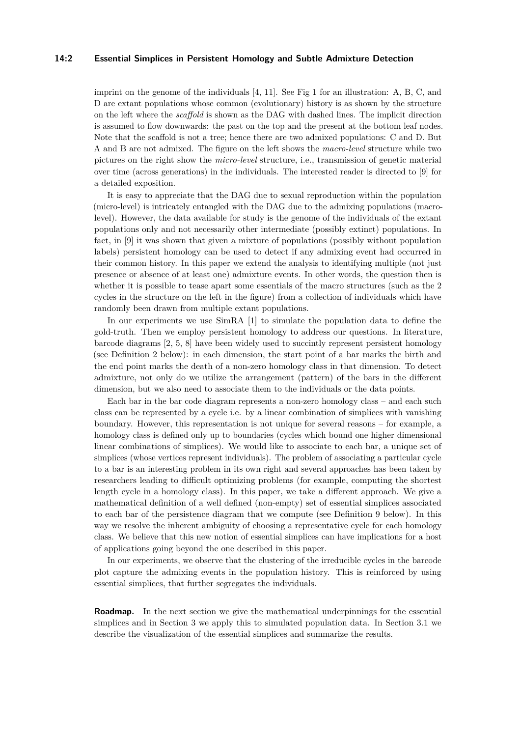imprint on the genome of the individuals [4, 11]. See Fig 1 for an illustration: A, B, C, and D are extant populations whose common (evolutionary) history is as shown by the structure on the left where the *scaffold* is shown as the DAG with dashed lines. The implicit direction is assumed to flow downwards: the past on the top and the present at the bottom leaf nodes. Note that the scaffold is not a tree; hence there are two admixed populations: C and D. But A and B are not admixed. The figure on the left shows the *macro-level* structure while two pictures on the right show the *micro-level* structure, i.e., transmission of genetic material over time (across generations) in the individuals. The interested reader is directed to [9] for a detailed exposition.

It is easy to appreciate that the DAG due to sexual reproduction within the population (micro-level) is intricately entangled with the DAG due to the admixing populations (macro-level). However, the data available for study is the genome of the individuals of the extant populations only and not necessarily other intermediate (possibly extinct) populations. In fact, in [9] it was shown that given a mixture of populations (possibly without population labels) persistent homology can be used to detect if any admixing event had occurred in their common history. In this paper we extend the analysis to identifying multiple (not just presence or absence of at least one) admixture events. In other words, the question then is whether it is possible to tease apart some essentials of the macro structures (such as the 2 cycles in the structure on the left in the figure) from a collection of individuals which have randomly been drawn from multiple extant populations.

In our experiments we use SimRA [1] to simulate the population data to define the gold-truth. Then we employ persistent homology to address our questions. In literature, barcode diagrams [2, 5, 8] have been widely used to succintly represent persistent homology (see Definition 2 below): in each dimension, the start point of a bar marks the birth and the end point marks the death of a non-zero homology class in that dimension. To detect admixture, not only do we utilize the arrangement (pattern) of the bars in the different dimension, but we also need to associate them to the individuals or the data points.

Each bar in the bar code diagram represents a non-zero homology class – and each such class can be represented by a cycle i.e. by a linear combination of simplices with vanishing boundary. However, this representation is not unique for several reasons – for example, a homology class is defined only up to boundaries (cycles which bound one higher dimensional linear combinations of simplices). We would like to associate to each bar, a unique set of simplices (whose vertices represent individuals). The problem of associating a particular cycle to a bar is an interesting problem in its own right and several approaches has been taken by researchers leading to difficult optimizing problems (for example, computing the shortest length cycle in a homology class). In this paper, we take a different approach. We give a mathematical definition of a well defined (non-empty) set of essential simplices associated to each bar of the persistence diagram that we compute (see Definition 9 below). In this way we resolve the inherent ambiguity of choosing a representative cycle for each homology class. We believe that this new notion of essential simplices can have implications for a host of applications going beyond the one described in this paper.

In our experiments, we observe that the clustering of the irreducible cycles in the barcode plot capture the admixing events in the population history. This is reinforced by using essential simplices, that further segregates the individuals.

**Roadmap.** In the next section we give the mathematical underpinnings for the essential simplices and in Section 3 we apply this to simulated population data. In Section 3.1 we describe the visualization of the essential simplices and summarize the results.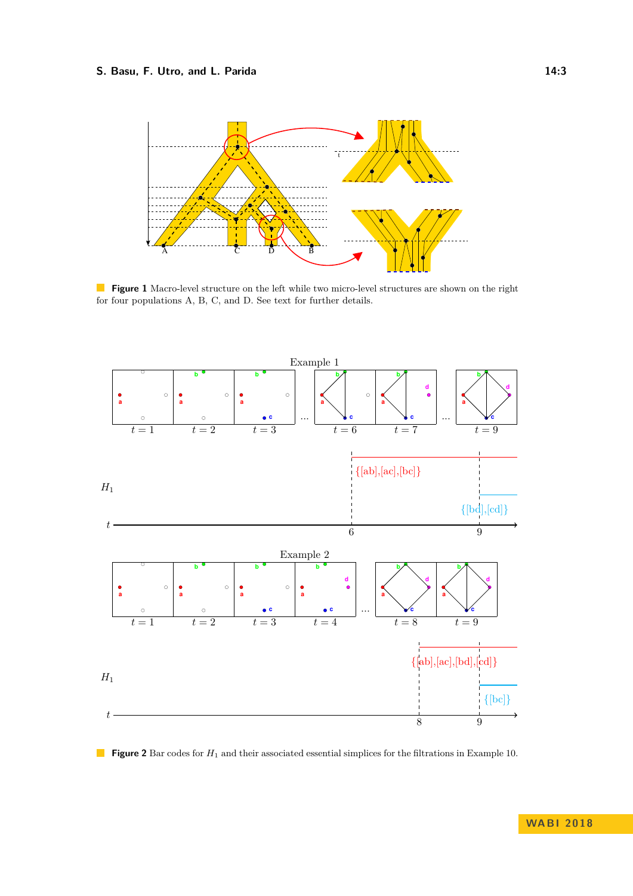**Figure 1** Macro-level structure on the left while two micro-level structures are shown on the right for four populations A, B, C, and D. See text for further details.

**Figure 2** Bar codes for $H_1$ and their associated essential simplices for the filtrations in Example 10.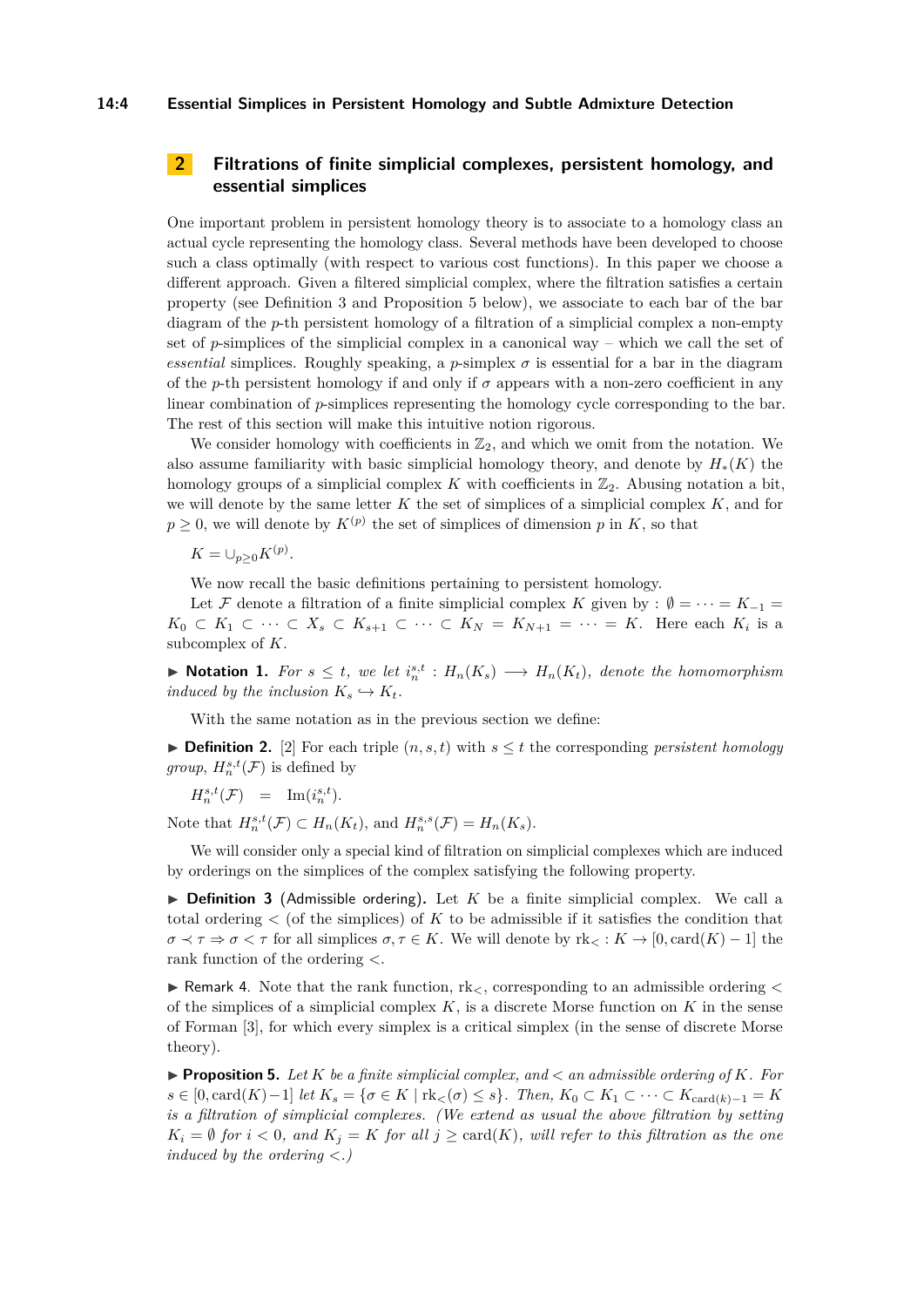## 2 Filtrations of finite simplicial complexes, persistent homology, and essential simplices

One important problem in persistent homology theory is to associate to a homology class an actual cycle representing the homology class. Several methods have been developed to choose such a class optimally (with respect to various cost functions). In this paper we choose a different approach. Given a filtered simplicial complex, where the filtration satisfies a certain property (see Definition 3 and Proposition 5 below), we associate to each bar of the bar diagram of the $p$-th persistent homology of a filtration of a simplicial complex a non-empty set of $p$-simplices of the simplicial complex in a canonical way – which we call the set of *essential* simplices. Roughly speaking, a $p$-simplex $\sigma$ is essential for a bar in the diagram of the $p$-th persistent homology if and only if $\sigma$ appears with a non-zero coefficient in any linear combination of $p$-simplices representing the homology cycle corresponding to the bar. The rest of this section will make this intuitive notion rigorous.

We consider homology with coefficients in $\mathbb{Z}_2$, and which we omit from the notation. We also assume familiarity with basic simplicial homology theory, and denote by $H_*(K)$ the homology groups of a simplicial complex $K$ with coefficients in $\mathbb{Z}_2$. Abusing notation a bit, we will denote by the same letter $K$ the set of simplices of a simplicial complex $K$, and for $p \geq 0$, we will denote by $K^{(p)}$ the set of simplices of dimension $p$ in $K$, so that

$$K = \cup_{p \geq 0} K^{(p)}.$$

We now recall the basic definitions pertaining to persistent homology.

Let $\mathcal{F}$ denote a filtration of a finite simplicial complex $K$ given by : $\emptyset = \cdots = K_{-1} = K_0 \subset K_1 \subset \cdots \subset X_s \subset K_{s+1} \subset \cdots \subset K_N = K_{N+1} = \cdots = K$. Here each $K_i$ is a subcomplex of $K$.

▶ **Notation 1.** *For $s \leq t$, we let $i_n^{s,t} : H_n(K_s) \longrightarrow H_n(K_t)$, denote the homomorphism induced by the inclusion $K_s \hookrightarrow K_t$.*

With the same notation as in the previous section we define:

▶ **Definition 2.** [2] For each triple $(n, s, t)$ with $s \leq t$ the corresponding *persistent homology group*, $H_n^{s,t}(\mathcal{F})$ is defined by

$$H_n^{s,t}(\mathcal{F}) \quad = \quad \mathrm{Im}(i_n^{s,t}).$$

Note that $H_n^{s,t}(\mathcal{F}) \subset H_n(K_t)$, and $H_n^{s,s}(\mathcal{F}) = H_n(K_s)$.

We will consider only a special kind of filtration on simplicial complexes which are induced by orderings on the simplices of the complex satisfying the following property.

▶ **Definition 3** (Admissible ordering)**.** Let $K$ be a finite simplicial complex. We call a total ordering $<$ (of the simplices) of $K$ to be admissible if it satisfies the condition that $\sigma \prec \tau \Rightarrow \sigma < \tau$ for all simplices $\sigma, \tau \in K$. We will denote by $\mathrm{rk}_< : K \to [0, \mathrm{card}(K) - 1]$ the rank function of the ordering $<$.

▶ Remark 4. Note that the rank function, $\mathrm{rk}_<$, corresponding to an admissible ordering $<$ of the simplices of a simplicial complex $K$, is a discrete Morse function on $K$ in the sense of Forman [3], for which every simplex is a critical simplex (in the sense of discrete Morse theory).

▶ **Proposition 5.** *Let $K$ be a finite simplicial complex, and $<$ an admissible ordering of $K$. For $s \in [0, \mathrm{card}(K)-1]$ let $K_s = \{\sigma \in K \mid \mathrm{rk}_<(\sigma) \leq s\}$. Then, $K_0 \subset K_1 \subset \cdots \subset K_{\mathrm{card}(k)-1} = K$ is a filtration of simplicial complexes. (We extend as usual the above filtration by setting $K_i = \emptyset$ for $i < 0$, and $K_j = K$ for all $j \geq \mathrm{card}(K)$, will refer to this filtration as the one induced by the ordering $<$.)*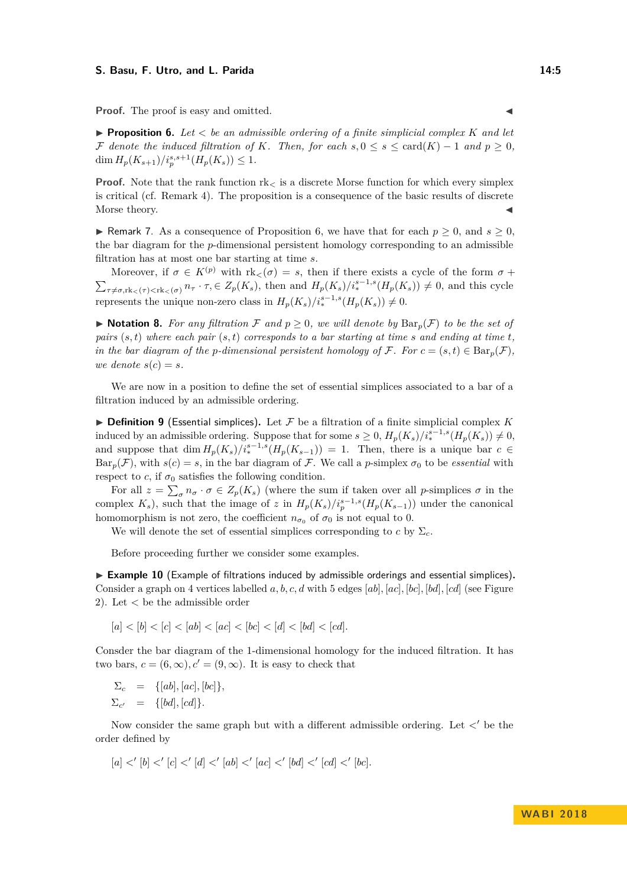**Proof.** The proof is easy and omitted. ◀

▶ **Proposition 6.** *Let $<$ be an admissible ordering of a finite simplicial complex $K$ and let $\mathcal{F}$ denote the induced filtration of $K$. Then, for each $s, 0 \leq s \leq \mathrm{card}(K) - 1$ and $p \geq 0$, $\dim H_p(K_{s+1})/i_p^{s,s+1}(H_p(K_s)) \leq 1$.*

**Proof.** Note that the rank function $\mathrm{rk}_<$ is a discrete Morse function for which every simplex is critical (cf. Remark 4). The proposition is a consequence of the basic results of discrete Morse theory. ◀

▶ Remark 7. As a consequence of Proposition 6, we have that for each $p \geq 0$, and $s \geq 0$, the bar diagram for the $p$-dimensional persistent homology corresponding to an admissible filtration has at most one bar starting at time $s$.

Moreover, if $\sigma \in K^{(p)}$ with $\mathrm{rk}_<(\sigma) = s$, then if there exists a cycle of the form $\sigma + \sum_{\tau \neq \sigma, \mathrm{rk}_<(\tau) < \mathrm{rk}_<(\sigma)} n_\tau \cdot \tau, \in Z_p(K_s)$, then and $H_p(K_s)/i_*^{s-1,s}(H_p(K_s)) \neq 0$, and this cycle represents the unique non-zero class in $H_p(K_s)/i_*^{s-1,s}(H_p(K_s)) \neq 0$.

▶ **Notation 8.** *For any filtration $\mathcal{F}$ and $p \geq 0$, we will denote by $\mathrm{Bar}_p(\mathcal{F})$ to be the set of pairs $(s,t)$ where each pair $(s,t)$ corresponds to a bar starting at time $s$ and ending at time $t$, in the bar diagram of the $p$-dimensional persistent homology of $\mathcal{F}$. For $c = (s,t) \in \mathrm{Bar}_p(\mathcal{F})$, we denote $s(c) = s$.*

We are now in a position to define the set of essential simplices associated to a bar of a filtration induced by an admissible ordering.

▶ **Definition 9** (Essential simplices)**.** Let $\mathcal{F}$ be a filtration of a finite simplicial complex $K$ induced by an admissible ordering. Suppose that for some $s \geq 0$, $H_p(K_s)/i_*^{s-1,s}(H_p(K_s)) \neq 0$, and suppose that $\dim H_p(K_s)/i_*^{s-1,s}(H_p(K_{s-1})) = 1$. Then, there is a unique bar $c \in \mathrm{Bar}_p(\mathcal{F})$, with $s(c) = s$, in the bar diagram of $\mathcal{F}$. We call a $p$-simplex $\sigma_0$ to be *essential* with respect to $c$, if $\sigma_0$ satisfies the following condition.

For all $z = \sum_\sigma n_\sigma \cdot \sigma \in Z_p(K_s)$ (where the sum if taken over all $p$-simplices $\sigma$ in the complex $K_s$), such that the image of $z$ in $H_p(K_s)/i_p^{s-1,s}(H_p(K_{s-1}))$ under the canonical homomorphism is not zero, the coefficient $n_{\sigma_0}$ of $\sigma_0$ is not equal to 0.

We will denote the set of essential simplices corresponding to $c$ by $\Sigma_c$.

Before proceeding further we consider some examples.

▶ **Example 10** (Example of filtrations induced by admissible orderings and essential simplices)**.** Consider a graph on 4 vertices labelled $a, b, c, d$ with 5 edges $[ab], [ac], [bc], [bd], [cd]$ (see Figure 2). Let $<$ be the admissible order

$$[a] < [b] < [c] < [ab] < [ac] < [bc] < [d] < [bd] < [cd].$$

Consder the bar diagram of the 1-dimensional homology for the induced filtration. It has two bars, $c = (6, \infty), c' = (9, \infty)$. It is easy to check that

$$\begin{aligned}
\Sigma_c &= \{[ab], [ac], [bc]\}, \\
\Sigma_{c'} &= \{[bd], [cd]\}.
\end{aligned}$$

Now consider the same graph but with a different admissible ordering. Let $<'$ be the order defined by

$$[a] <' [b] <' [c] <' [d] <' [ab] <' [ac] <' [bd] <' [cd] <' [bc].$$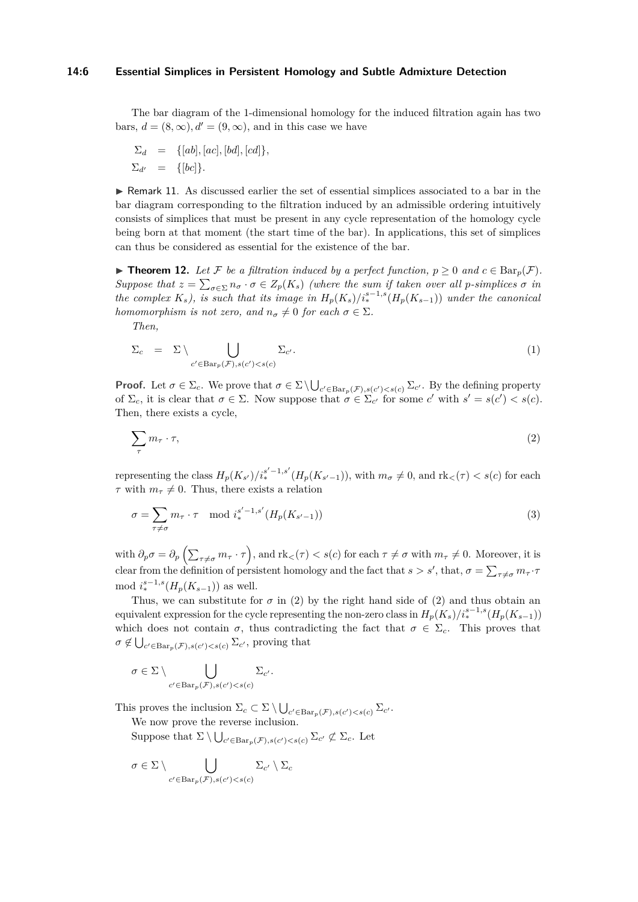The bar diagram of the 1-dimensional homology for the induced filtration again has two bars, $d = (8, \infty), d' = (9, \infty)$, and in this case we have

$$
\begin{aligned}
\Sigma_d &= \{[ab], [ac], [bd], [cd]\}, \\
\Sigma_{d'} &= \{[bc]\}.
\end{aligned}
$$

▶ Remark 11. As discussed earlier the set of essential simplices associated to a bar in the bar diagram corresponding to the filtration induced by an admissible ordering intuitively consists of simplices that must be present in any cycle representation of the homology cycle being born at that moment (the start time of the bar). In applications, this set of simplices can thus be considered as essential for the existence of the bar.

▶ **Theorem 12.** *Let $\mathcal{F}$ be a filtration induced by a perfect function, $p \geq 0$ and $c \in \mathrm{Bar}_p(\mathcal{F})$. Suppose that $z = \sum_{\sigma \in \Sigma} n_\sigma \cdot \sigma \in Z_p(K_s)$ (where the sum if taken over all $p$-simplices $\sigma$ in the complex $K_s$), is such that its image in $H_p(K_s)/i_*^{s-1,s}(H_p(K_{s-1}))$ under the canonical homomorphism is not zero, and $n_\sigma \neq 0$ for each $\sigma \in \Sigma$.*

*Then,*

$$
\Sigma_c \quad = \quad \Sigma \setminus \bigcup_{c' \in \mathrm{Bar}_p(\mathcal{F}), s(c') < s(c)} \Sigma_{c'}. \tag{1}
$$

**Proof.** Let $\sigma \in \Sigma_c$. We prove that $\sigma \in \Sigma \setminus \bigcup_{c' \in \mathrm{Bar}_p(\mathcal{F}), s(c') < s(c)} \Sigma_{c'}$. By the defining property of $\Sigma_c$, it is clear that $\sigma \in \Sigma$. Now suppose that $\sigma \in \Sigma_{c'}$ for some $c'$ with $s' = s(c') < s(c)$. Then, there exists a cycle,

$$
\sum_\tau m_\tau \cdot \tau, \tag{2}
$$

representing the class $H_p(K_{s'})/i_*^{s'-1,s'}(H_p(K_{s'-1}))$, with $m_\sigma \neq 0$, and $\mathrm{rk}_<(\tau) < s(c)$ for each $\tau$ with $m_\tau \neq 0$. Thus, there exists a relation

$$
\sigma = \sum_{\tau \neq \sigma} m_\tau \cdot \tau \mod i_*^{s'-1,s'}(H_p(K_{s'-1})) \tag{3}
$$

with $\partial_p \sigma = \partial_p \left( \sum_{\tau \neq \sigma} m_\tau \cdot \tau \right)$, and $\mathrm{rk}_<(\tau) < s(c)$ for each $\tau \neq \sigma$ with $m_\tau \neq 0$. Moreover, it is clear from the definition of persistent homology and the fact that $s > s'$, that, $\sigma = \sum_{\tau \neq \sigma} m_\tau \cdot \tau \mod i_*^{s-1,s}(H_p(K_{s-1}))$ as well.

Thus, we can substitute for $\sigma$ in (2) by the right hand side of (2) and thus obtain an equivalent expression for the cycle representing the non-zero class in $H_p(K_s)/i_*^{s-1,s}(H_p(K_{s-1}))$ which does not contain $\sigma$, thus contradicting the fact that $\sigma \in \Sigma_c$. This proves that $\sigma \notin \bigcup_{c' \in \mathrm{Bar}_p(\mathcal{F}), s(c') < s(c)} \Sigma_{c'}$, proving that

$$
\sigma \in \Sigma \setminus \bigcup_{c' \in \mathrm{Bar}_p(\mathcal{F}), s(c') < s(c)} \Sigma_{c'}.
$$

This proves the inclusion $\Sigma_c \subset \Sigma \setminus \bigcup_{c' \in \mathrm{Bar}_p(\mathcal{F}), s(c') < s(c)} \Sigma_{c'}$.

We now prove the reverse inclusion.

Suppose that $\Sigma \setminus \bigcup_{c' \in \mathrm{Bar}_p(\mathcal{F}), s(c') < s(c)} \Sigma_{c'} \not\subset \Sigma_c$. Let

$$
\sigma \in \Sigma \setminus \bigcup_{c' \in \mathrm{Bar}_p(\mathcal{F}), s(c') < s(c)} \Sigma_{c'} \setminus \Sigma_c
$$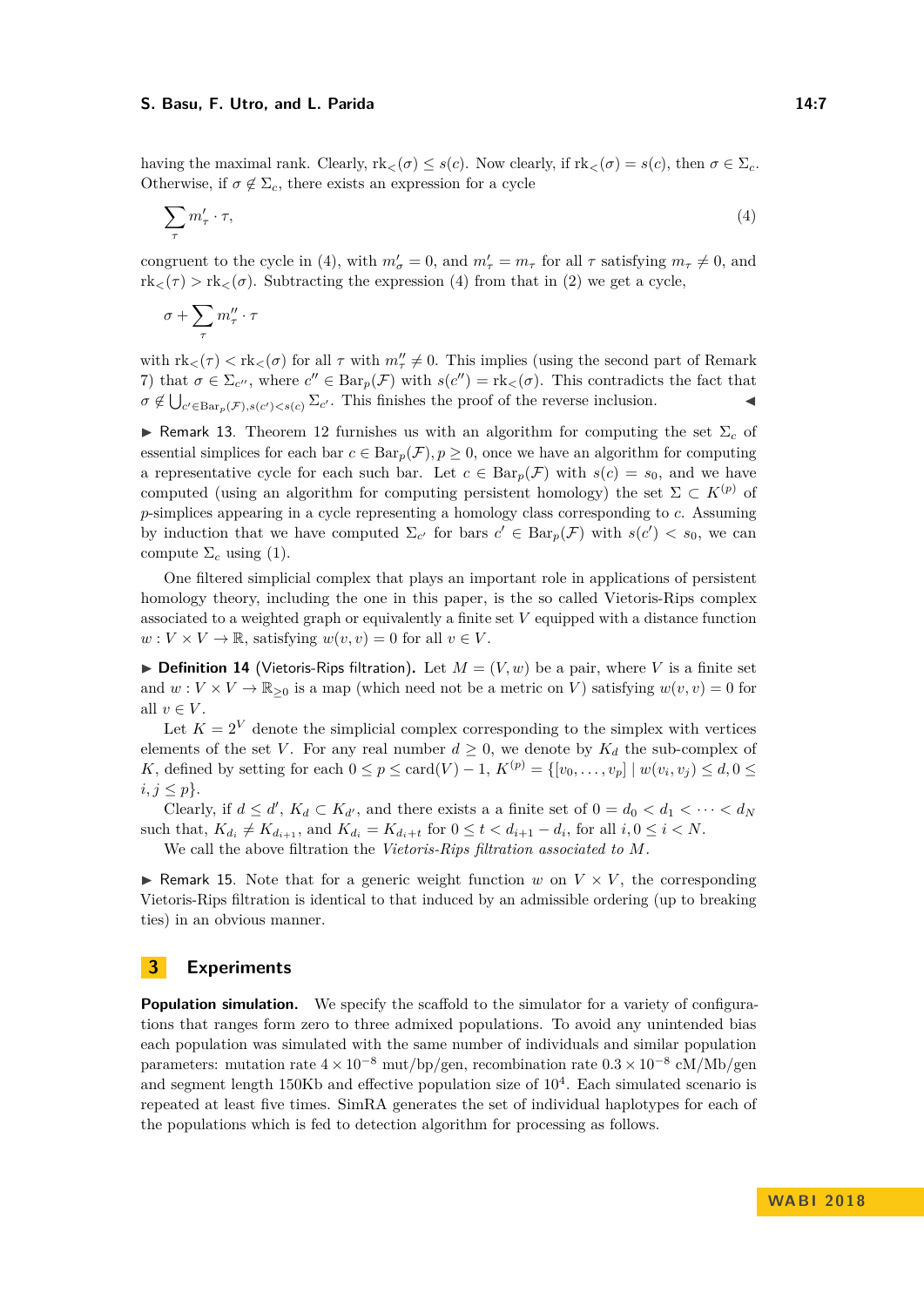having the maximal rank. Clearly, $\mathrm{rk}_<(\sigma) \leq s(c)$. Now clearly, if $\mathrm{rk}_<(\sigma) = s(c)$, then $\sigma \in \Sigma_c$. Otherwise, if $\sigma \notin \Sigma_c$, there exists an expression for a cycle

$$\sum_\tau m'_\tau \cdot \tau, \tag{4}$$

congruent to the cycle in (4), with $m'_\sigma = 0$, and $m'_\tau = m_\tau$ for all $\tau$ satisfying $m_\tau \neq 0$, and $\mathrm{rk}_<(\tau) > \mathrm{rk}_<(\sigma)$. Subtracting the expression (4) from that in (2) we get a cycle,

$$\sigma + \sum_\tau m''_\tau \cdot \tau$$

with $\mathrm{rk}_<(\tau) < \mathrm{rk}_<(\sigma)$ for all $\tau$ with $m''_\tau \neq 0$. This implies (using the second part of Remark 7) that $\sigma \in \Sigma_{c''}$, where $c'' \in \mathrm{Bar}_p(\mathcal{F})$ with $s(c'') = \mathrm{rk}_<(\sigma)$. This contradicts the fact that $\sigma \notin \bigcup_{c' \in \mathrm{Bar}_p(\mathcal{F}), s(c') < s(c)} \Sigma_{c'}$. This finishes the proof of the reverse inclusion. ◀

▶ Remark 13. Theorem 12 furnishes us with an algorithm for computing the set $\Sigma_c$ of essential simplices for each bar $c \in \mathrm{Bar}_p(\mathcal{F}), p \geq 0$, once we have an algorithm for computing a representative cycle for each such bar. Let $c \in \mathrm{Bar}_p(\mathcal{F})$ with $s(c) = s_0$, and we have computed (using an algorithm for computing persistent homology) the set $\Sigma \subset K^{(p)}$ of $p$-simplices appearing in a cycle representing a homology class corresponding to $c$. Assuming by induction that we have computed $\Sigma_{c'}$ for bars $c' \in \mathrm{Bar}_p(\mathcal{F})$ with $s(c') < s_0$, we can compute $\Sigma_c$ using (1).

One filtered simplicial complex that plays an important role in applications of persistent homology theory, including the one in this paper, is the so called Vietoris-Rips complex associated to a weighted graph or equivalently a finite set $V$ equipped with a distance function $w : V \times V \to \mathbb{R}$, satisfying $w(v, v) = 0$ for all $v \in V$.

▶ **Definition 14** (Vietoris-Rips filtration). Let $M = (V, w)$ be a pair, where $V$ is a finite set and $w : V \times V \to \mathbb{R}_{\geq 0}$ is a map (which need not be a metric on $V$) satisfying $w(v, v) = 0$ for all $v \in V$.

Let $K = 2^V$ denote the simplicial complex corresponding to the simplex with vertices elements of the set $V$. For any real number $d \geq 0$, we denote by $K_d$ the sub-complex of $K$, defined by setting for each $0 \leq p \leq \mathrm{card}(V) - 1$, $K^{(p)} = \{[v_0, \ldots, v_p] \mid w(v_i, v_j) \leq d, 0 \leq i, j \leq p\}$.

Clearly, if $d \leq d'$, $K_d \subset K_{d'}$, and there exists a a finite set of $0 = d_0 < d_1 < \cdots < d_N$ such that, $K_{d_i} \neq K_{d_{i+1}}$, and $K_{d_i} = K_{d_i + t}$ for $0 \leq t < d_{i+1} - d_i$, for all $i, 0 \leq i < N$.

We call the above filtration the *Vietoris-Rips filtration associated to $M$*.

▶ Remark 15. Note that for a generic weight function $w$ on $V \times V$, the corresponding Vietoris-Rips filtration is identical to that induced by an admissible ordering (up to breaking ties) in an obvious manner.

## 3 Experiments

**Population simulation.** We specify the scaffold to the simulator for a variety of configurations that ranges form zero to three admixed populations. To avoid any unintended bias each population was simulated with the same number of individuals and similar population parameters: mutation rate $4 \times 10^{-8}$ mut/bp/gen, recombination rate $0.3 \times 10^{-8}$ cM/Mb/gen and segment length 150Kb and effective population size of $10^4$. Each simulated scenario is repeated at least five times. SimRA generates the set of individual haplotypes for each of the populations which is fed to detection algorithm for processing as follows.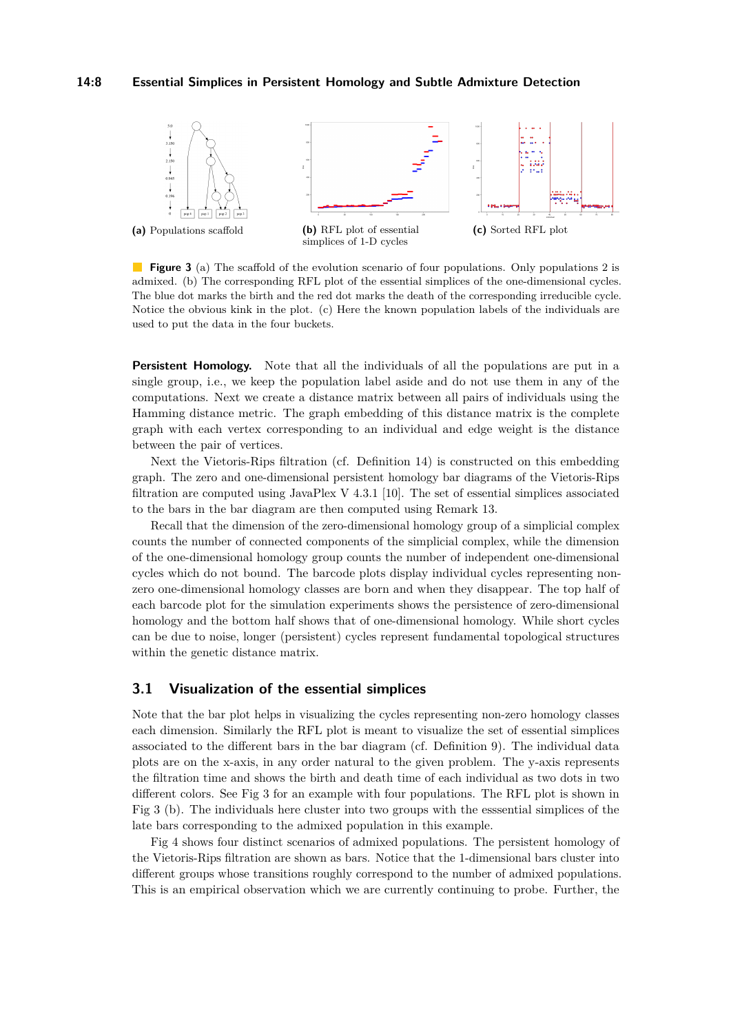(a) Populations scaffold

(b) RFL plot of essential simplices of 1-D cycles

(c) Sorted RFL plot

**Figure 3** (a) The scaffold of the evolution scenario of four populations. Only populations 2 is admixed. (b) The corresponding RFL plot of the essential simplices of the one-dimensional cycles. The blue dot marks the birth and the red dot marks the death of the corresponding irreducible cycle. Notice the obvious kink in the plot. (c) Here the known population labels of the individuals are used to put the data in the four buckets.

**Persistent Homology.** Note that all the individuals of all the populations are put in a single group, i.e., we keep the population label aside and do not use them in any of the computations. Next we create a distance matrix between all pairs of individuals using the Hamming distance metric. The graph embedding of this distance matrix is the complete graph with each vertex corresponding to an individual and edge weight is the distance between the pair of vertices.

Next the Vietoris-Rips filtration (cf. Definition 14) is constructed on this embedding graph. The zero and one-dimensional persistent homology bar diagrams of the Vietoris-Rips filtration are computed using JavaPlex V 4.3.1 [10]. The set of essential simplices associated to the bars in the bar diagram are then computed using Remark 13.

Recall that the dimension of the zero-dimensional homology group of a simplicial complex counts the number of connected components of the simplicial complex, while the dimension of the one-dimensional homology group counts the number of independent one-dimensional cycles which do not bound. The barcode plots display individual cycles representing non-zero one-dimensional homology classes are born and when they disappear. The top half of each barcode plot for the simulation experiments shows the persistence of zero-dimensional homology and the bottom half shows that of one-dimensional homology. While short cycles can be due to noise, longer (persistent) cycles represent fundamental topological structures within the genetic distance matrix.

## 3.1 Visualization of the essential simplices

Note that the bar plot helps in visualizing the cycles representing non-zero homology classes each dimension. Similarly the RFL plot is meant to visualize the set of essential simplices associated to the different bars in the bar diagram (cf. Definition 9). The individual data plots are on the x-axis, in any order natural to the given problem. The y-axis represents the filtration time and shows the birth and death time of each individual as two dots in two different colors. See Fig 3 for an example with four populations. The RFL plot is shown in Fig 3 (b). The individuals here cluster into two groups with the esssential simplices of the late bars corresponding to the admixed population in this example.

Fig 4 shows four distinct scenarios of admixed populations. The persistent homology of the Vietoris-Rips filtration are shown as bars. Notice that the 1-dimensional bars cluster into different groups whose transitions roughly correspond to the number of admixed populations. This is an empirical observation which we are currently continuing to probe. Further, the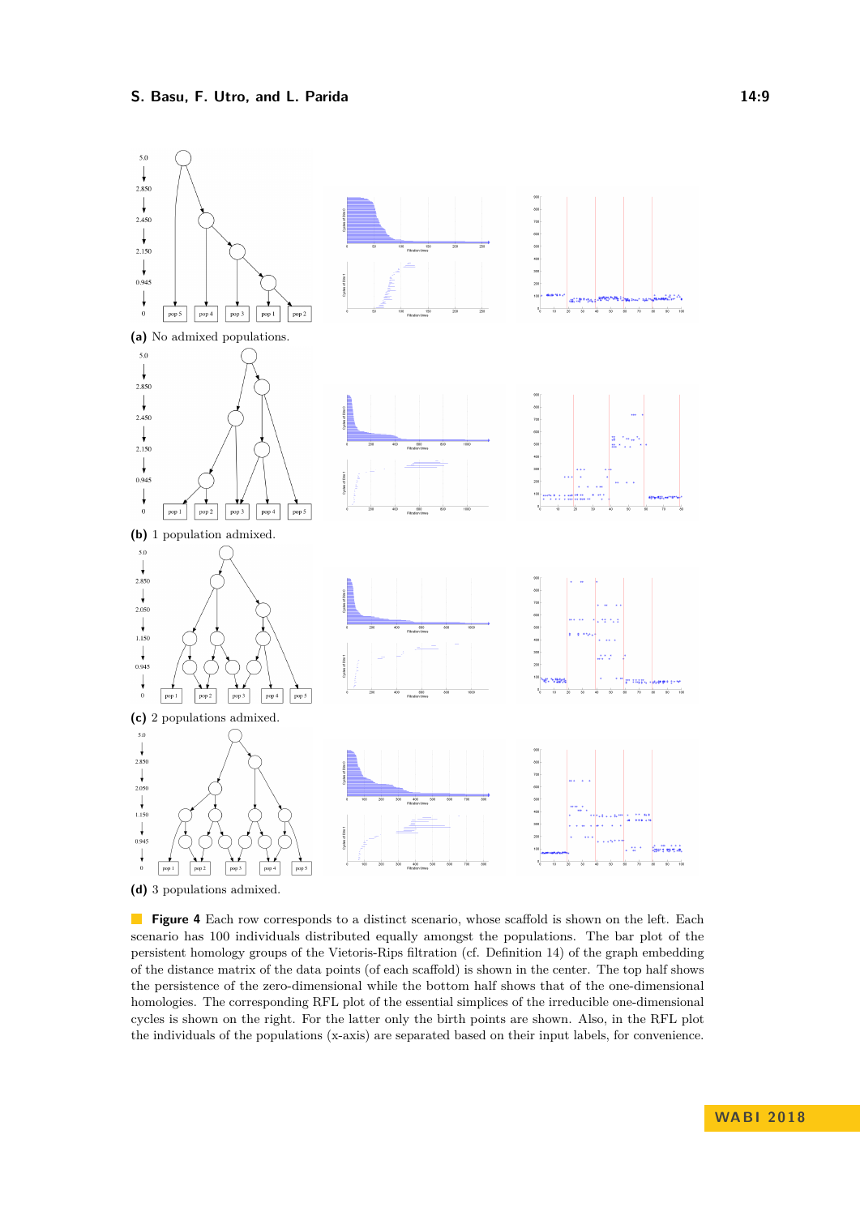**(a)** No admixed populations.

**(b)** 1 population admixed.

**(c)** 2 populations admixed.

**(d)** 3 populations admixed.

**Figure 4** Each row corresponds to a distinct scenario, whose scaffold is shown on the left. Each scenario has 100 individuals distributed equally amongst the populations. The bar plot of the persistent homology groups of the Vietoris-Rips filtration (cf. Definition 14) of the graph embedding of the distance matrix of the data points (of each scaffold) is shown in the center. The top half shows the persistence of the zero-dimensional while the bottom half shows that of the one-dimensional homologies. The corresponding RFL plot of the essential simplices of the irreducible one-dimensional cycles is shown on the right. For the latter only the birth points are shown. Also, in the RFL plot the individuals of the populations (x-axis) are separated based on their input labels, for convenience.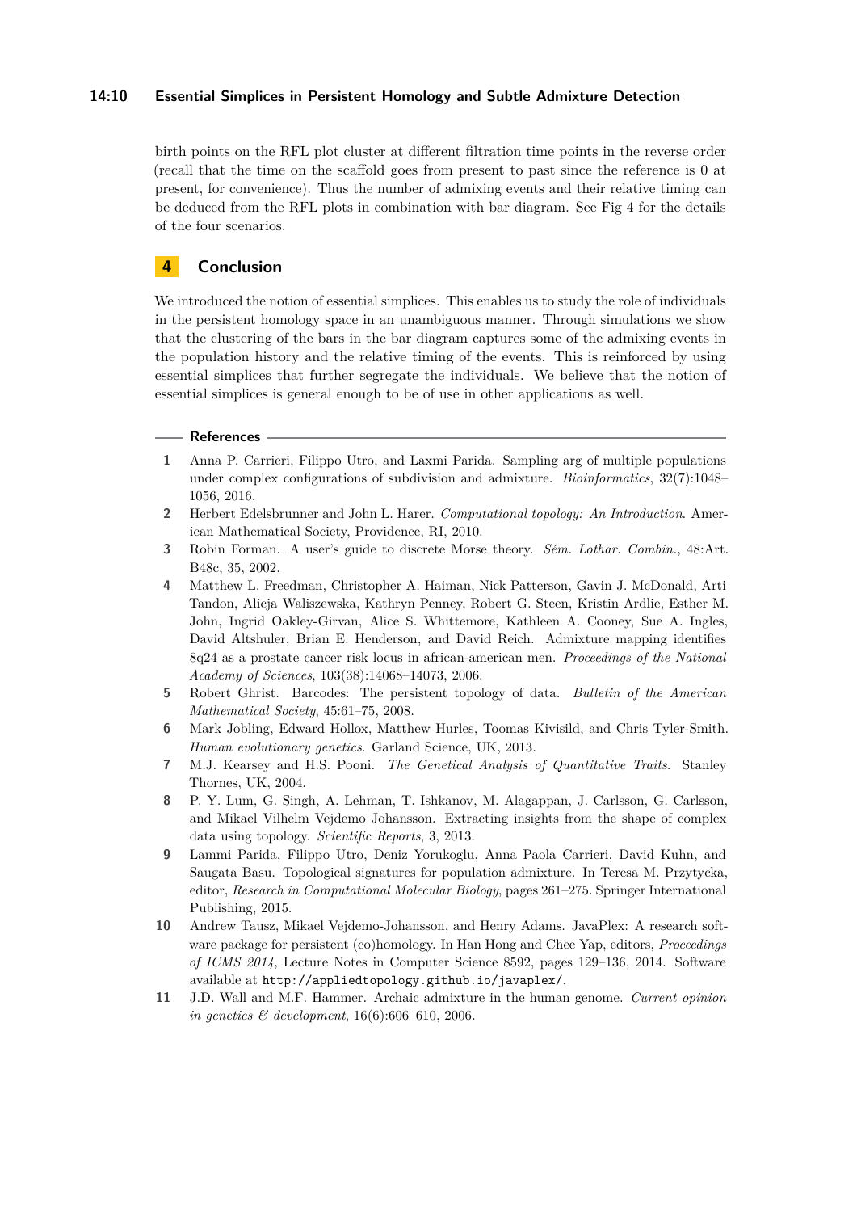birth points on the RFL plot cluster at different filtration time points in the reverse order (recall that the time on the scaffold goes from present to past since the reference is 0 at present, for convenience). Thus the number of admixing events and their relative timing can be deduced from the RFL plots in combination with bar diagram. See Fig 4 for the details of the four scenarios.

## 4 Conclusion

We introduced the notion of essential simplices. This enables us to study the role of individuals in the persistent homology space in an unambiguous manner. Through simulations we show that the clustering of the bars in the bar diagram captures some of the admixing events in the population history and the relative timing of the events. This is reinforced by using essential simplices that further segregate the individuals. We believe that the notion of essential simplices is general enough to be of use in other applications as well.

### References

1. Anna P. Carrieri, Filippo Utro, and Laxmi Parida. Sampling arg of multiple populations under complex configurations of subdivision and admixture. *Bioinformatics*, 32(7):1048–1056, 2016.
2. Herbert Edelsbrunner and John L. Harer. *Computational topology: An Introduction*. American Mathematical Society, Providence, RI, 2010.
3. Robin Forman. A user's guide to discrete Morse theory. *Sém. Lothar. Combin.*, 48:Art. B48c, 35, 2002.
4. Matthew L. Freedman, Christopher A. Haiman, Nick Patterson, Gavin J. McDonald, Arti Tandon, Alicja Waliszewska, Kathryn Penney, Robert G. Steen, Kristin Ardlie, Esther M. John, Ingrid Oakley-Girvan, Alice S. Whittemore, Kathleen A. Cooney, Sue A. Ingles, David Altshuler, Brian E. Henderson, and David Reich. Admixture mapping identifies 8q24 as a prostate cancer risk locus in african-american men. *Proceedings of the National Academy of Sciences*, 103(38):14068–14073, 2006.
5. Robert Ghrist. Barcodes: The persistent topology of data. *Bulletin of the American Mathematical Society*, 45:61–75, 2008.
6. Mark Jobling, Edward Hollox, Matthew Hurles, Toomas Kivisild, and Chris Tyler-Smith. *Human evolutionary genetics*. Garland Science, UK, 2013.
7. M.J. Kearsey and H.S. Pooni. *The Genetical Analysis of Quantitative Traits*. Stanley Thornes, UK, 2004.
8. P. Y. Lum, G. Singh, A. Lehman, T. Ishkanov, M. Alagappan, J. Carlsson, G. Carlsson, and Mikael Vilhelm Vejdemo Johansson. Extracting insights from the shape of complex data using topology. *Scientific Reports*, 3, 2013.
9. Lammi Parida, Filippo Utro, Deniz Yorukoglu, Anna Paola Carrieri, David Kuhn, and Saugata Basu. Topological signatures for population admixture. In Teresa M. Przytycka, editor, *Research in Computational Molecular Biology*, pages 261–275. Springer International Publishing, 2015.
10. Andrew Tausz, Mikael Vejdemo-Johansson, and Henry Adams. JavaPlex: A research software package for persistent (co)homology. In Han Hong and Chee Yap, editors, *Proceedings of ICMS 2014*, Lecture Notes in Computer Science 8592, pages 129–136, 2014. Software available at `http://appliedtopology.github.io/javaplex/`.
11. J.D. Wall and M.F. Hammer. Archaic admixture in the human genome. *Current opinion in genetics & development*, 16(6):606–610, 2006.